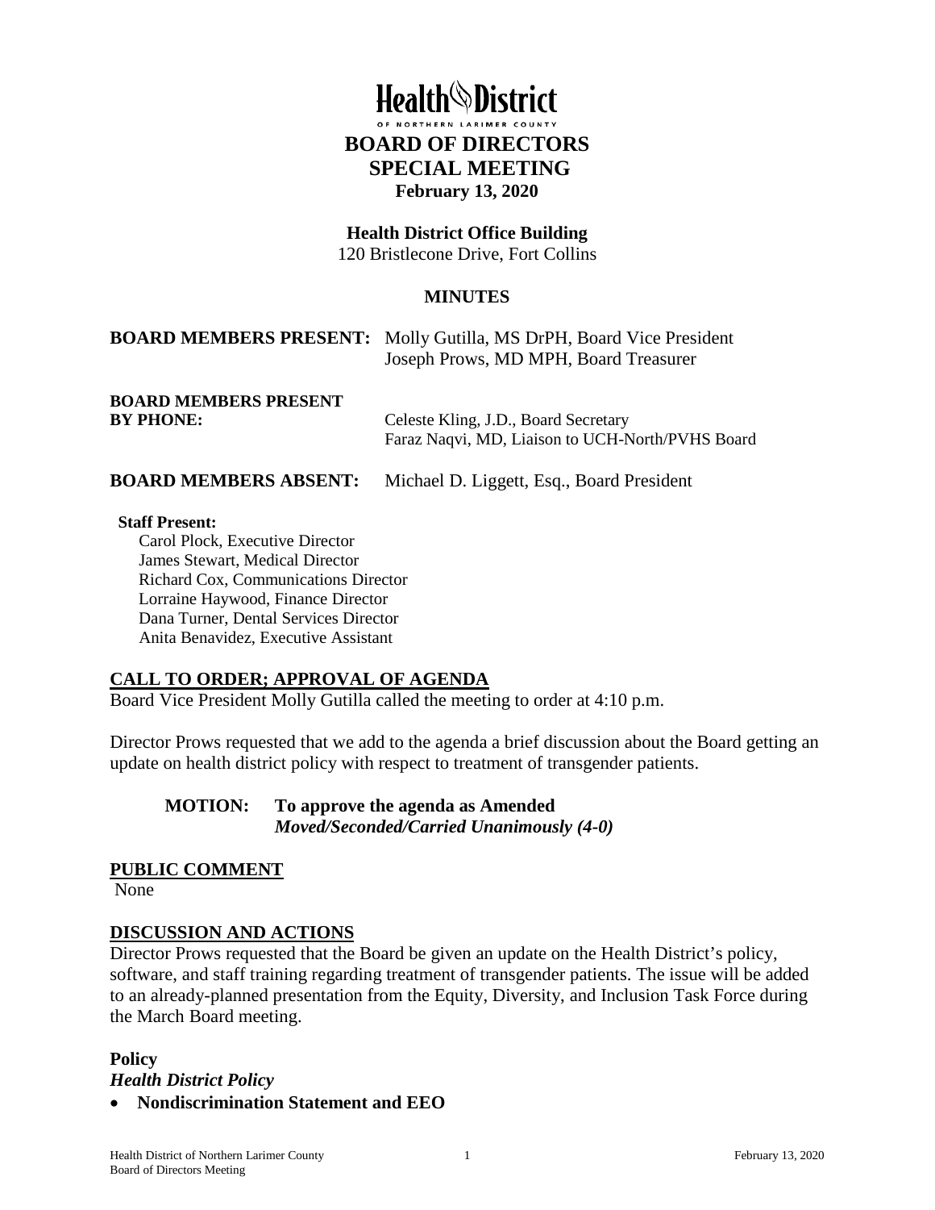# Health District

OF NORTHERN LARIMER COUNTY

## BOARD OF DIRECTORS
## SPECIAL MEETING
**February 13, 2020**

**Health District Office Building**
120 Bristlecone Drive, Fort Collins

**MINUTES**

**BOARD MEMBERS PRESENT:** Molly Gutilla, MS DrPH, Board Vice President
Joseph Prows, MD MPH, Board Treasurer

**BOARD MEMBERS PRESENT BY PHONE:** Celeste Kling, J.D., Board Secretary
Faraz Naqvi, MD, Liaison to UCH-North/PVHS Board

**BOARD MEMBERS ABSENT:** Michael D. Liggett, Esq., Board President

**Staff Present:**
Carol Plock, Executive Director
James Stewart, Medical Director
Richard Cox, Communications Director
Lorraine Haywood, Finance Director
Dana Turner, Dental Services Director
Anita Benavidez, Executive Assistant

## CALL TO ORDER; APPROVAL OF AGENDA

Board Vice President Molly Gutilla called the meeting to order at 4:10 p.m.

Director Prows requested that we add to the agenda a brief discussion about the Board getting an update on health district policy with respect to treatment of transgender patients.

**MOTION: To approve the agenda as Amended**
***Moved/Seconded/Carried Unanimously (4-0)***

## PUBLIC COMMENT

None

## DISCUSSION AND ACTIONS

Director Prows requested that the Board be given an update on the Health District's policy, software, and staff training regarding treatment of transgender patients. The issue will be added to an already-planned presentation from the Equity, Diversity, and Inclusion Task Force during the March Board meeting.

### Policy

***Health District Policy***

- **Nondiscrimination Statement and EEO**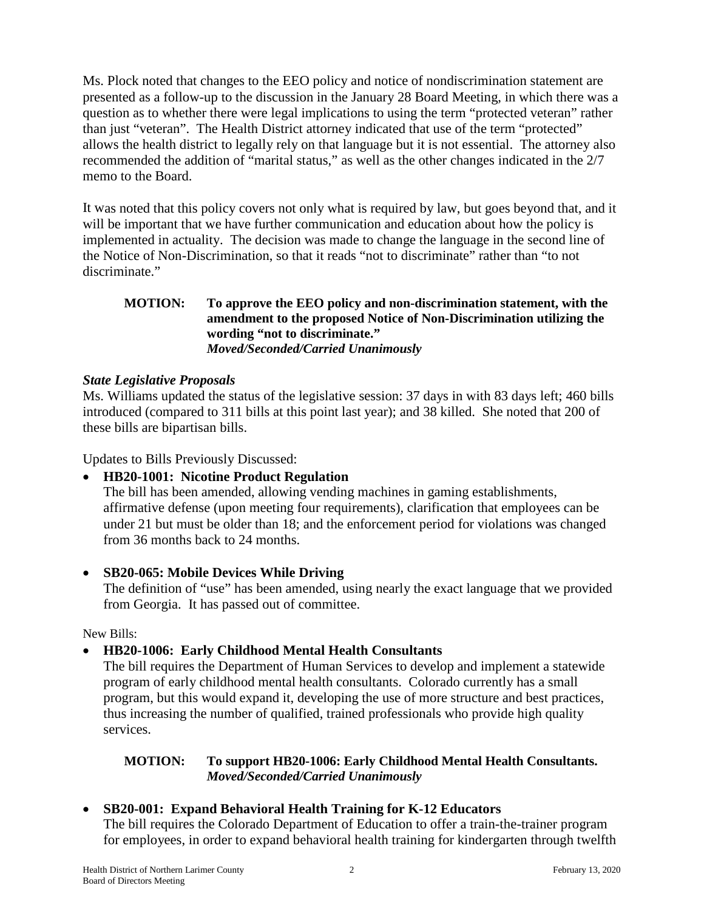Ms. Plock noted that changes to the EEO policy and notice of nondiscrimination statement are presented as a follow-up to the discussion in the January 28 Board Meeting, in which there was a question as to whether there were legal implications to using the term "protected veteran" rather than just "veteran". The Health District attorney indicated that use of the term "protected" allows the health district to legally rely on that language but it is not essential. The attorney also recommended the addition of "marital status," as well as the other changes indicated in the 2/7 memo to the Board.

It was noted that this policy covers not only what is required by law, but goes beyond that, and it will be important that we have further communication and education about how the policy is implemented in actuality. The decision was made to change the language in the second line of the Notice of Non-Discrimination, so that it reads "not to discriminate" rather than "to not discriminate."

> **MOTION: To approve the EEO policy and non-discrimination statement, with the amendment to the proposed Notice of Non-Discrimination utilizing the wording "not to discriminate."**
> ***Moved/Seconded/Carried Unanimously***

### *State Legislative Proposals*

Ms. Williams updated the status of the legislative session: 37 days in with 83 days left; 460 bills introduced (compared to 311 bills at this point last year); and 38 killed. She noted that 200 of these bills are bipartisan bills.

Updates to Bills Previously Discussed:

- **HB20-1001: Nicotine Product Regulation**
  The bill has been amended, allowing vending machines in gaming establishments, affirmative defense (upon meeting four requirements), clarification that employees can be under 21 but must be older than 18; and the enforcement period for violations was changed from 36 months back to 24 months.

- **SB20-065: Mobile Devices While Driving**
  The definition of "use" has been amended, using nearly the exact language that we provided from Georgia. It has passed out of committee.

New Bills:

- **HB20-1006: Early Childhood Mental Health Consultants**
  The bill requires the Department of Human Services to develop and implement a statewide program of early childhood mental health consultants. Colorado currently has a small program, but this would expand it, developing the use of more structure and best practices, thus increasing the number of qualified, trained professionals who provide high quality services.

  > **MOTION: To support HB20-1006: Early Childhood Mental Health Consultants.**
  > ***Moved/Seconded/Carried Unanimously***

- **SB20-001: Expand Behavioral Health Training for K-12 Educators**
  The bill requires the Colorado Department of Education to offer a train-the-trainer program for employees, in order to expand behavioral health training for kindergarten through twelfth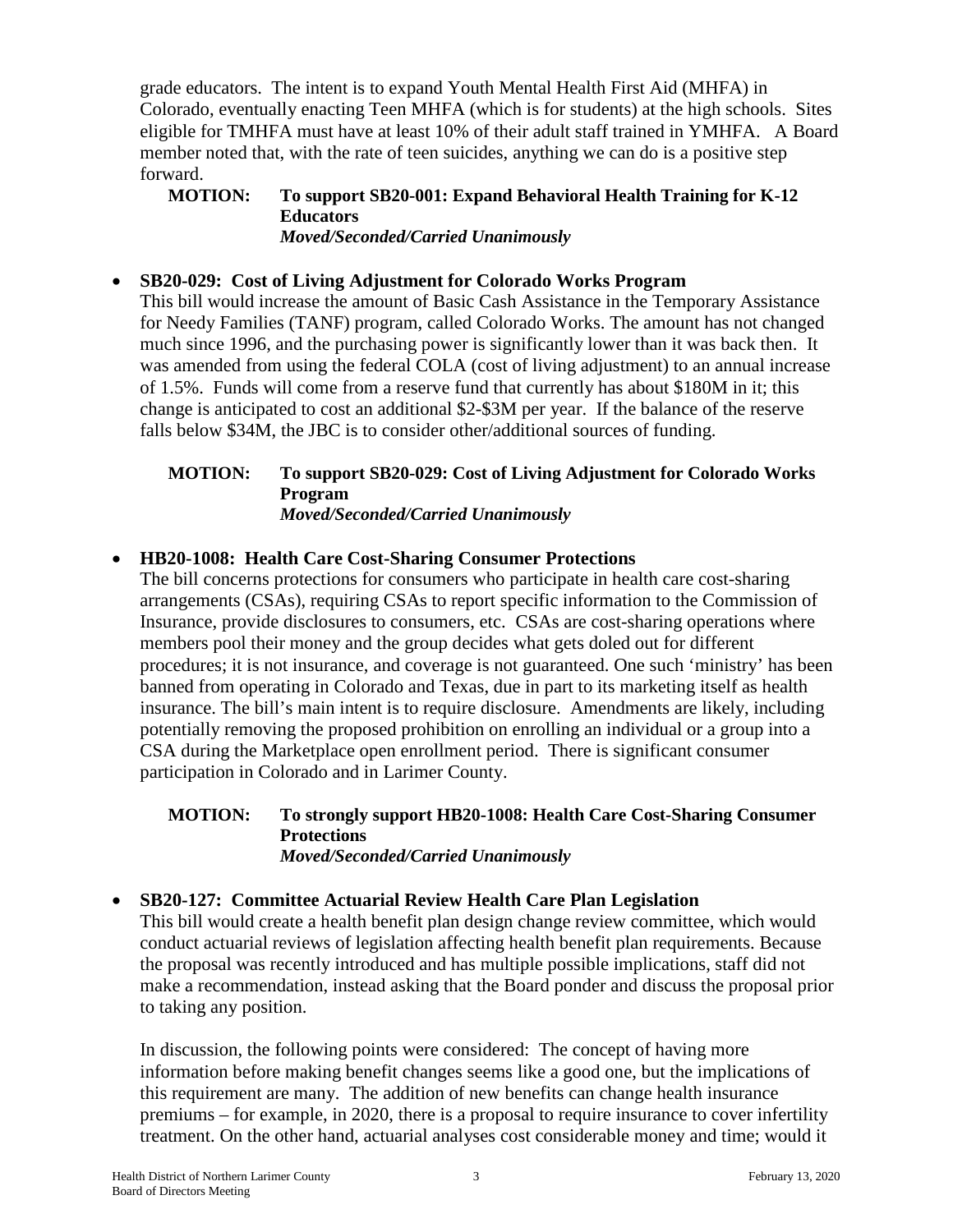grade educators. The intent is to expand Youth Mental Health First Aid (MHFA) in Colorado, eventually enacting Teen MHFA (which is for students) at the high schools. Sites eligible for TMHFA must have at least 10% of their adult staff trained in YMHFA. A Board member noted that, with the rate of teen suicides, anything we can do is a positive step forward.

**MOTION: To support SB20-001: Expand Behavioral Health Training for K-12 Educators**
***Moved/Seconded/Carried Unanimously***

- **SB20-029: Cost of Living Adjustment for Colorado Works Program**
  This bill would increase the amount of Basic Cash Assistance in the Temporary Assistance for Needy Families (TANF) program, called Colorado Works. The amount has not changed much since 1996, and the purchasing power is significantly lower than it was back then. It was amended from using the federal COLA (cost of living adjustment) to an annual increase of 1.5%. Funds will come from a reserve fund that currently has about \$180M in it; this change is anticipated to cost an additional \$2-\$3M per year. If the balance of the reserve falls below \$34M, the JBC is to consider other/additional sources of funding.

  **MOTION: To support SB20-029: Cost of Living Adjustment for Colorado Works Program**
  ***Moved/Seconded/Carried Unanimously***

- **HB20-1008: Health Care Cost-Sharing Consumer Protections**
  The bill concerns protections for consumers who participate in health care cost-sharing arrangements (CSAs), requiring CSAs to report specific information to the Commission of Insurance, provide disclosures to consumers, etc. CSAs are cost-sharing operations where members pool their money and the group decides what gets doled out for different procedures; it is not insurance, and coverage is not guaranteed. One such 'ministry' has been banned from operating in Colorado and Texas, due in part to its marketing itself as health insurance. The bill's main intent is to require disclosure. Amendments are likely, including potentially removing the proposed prohibition on enrolling an individual or a group into a CSA during the Marketplace open enrollment period. There is significant consumer participation in Colorado and in Larimer County.

  **MOTION: To strongly support HB20-1008: Health Care Cost-Sharing Consumer Protections**
  ***Moved/Seconded/Carried Unanimously***

- **SB20-127: Committee Actuarial Review Health Care Plan Legislation**
  This bill would create a health benefit plan design change review committee, which would conduct actuarial reviews of legislation affecting health benefit plan requirements. Because the proposal was recently introduced and has multiple possible implications, staff did not make a recommendation, instead asking that the Board ponder and discuss the proposal prior to taking any position.

  In discussion, the following points were considered: The concept of having more information before making benefit changes seems like a good one, but the implications of this requirement are many. The addition of new benefits can change health insurance premiums – for example, in 2020, there is a proposal to require insurance to cover infertility treatment. On the other hand, actuarial analyses cost considerable money and time; would it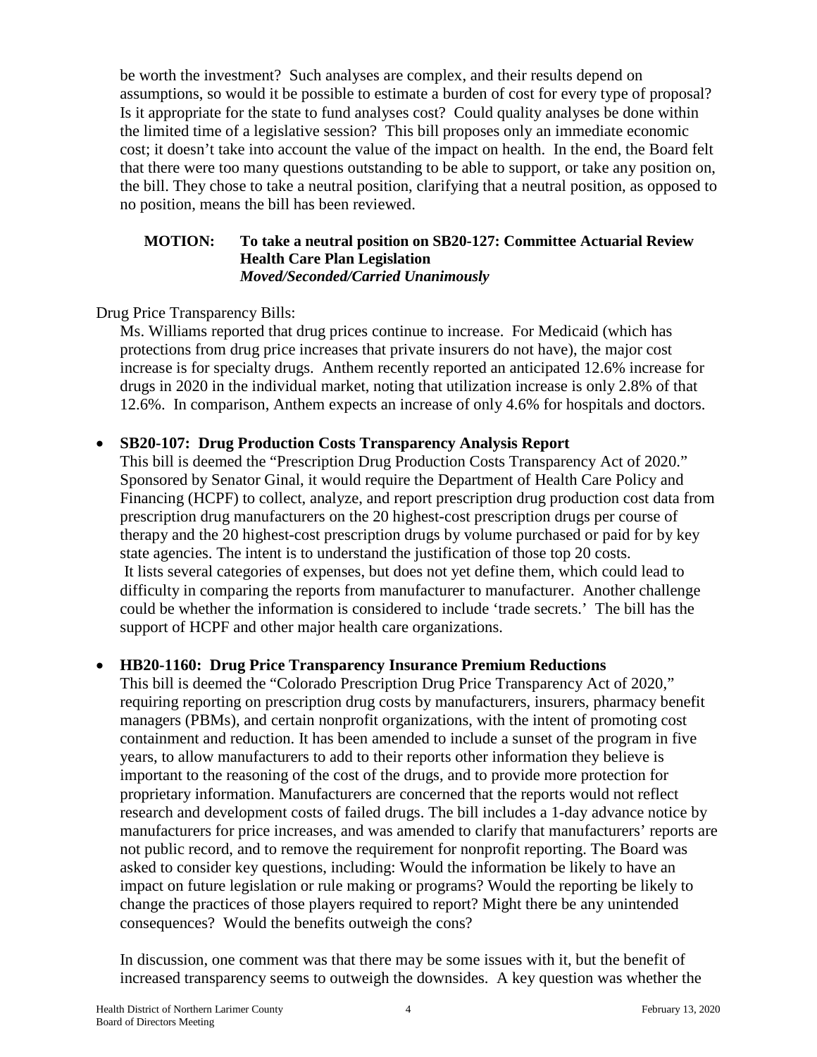be worth the investment? Such analyses are complex, and their results depend on assumptions, so would it be possible to estimate a burden of cost for every type of proposal? Is it appropriate for the state to fund analyses cost? Could quality analyses be done within the limited time of a legislative session? This bill proposes only an immediate economic cost; it doesn't take into account the value of the impact on health. In the end, the Board felt that there were too many questions outstanding to be able to support, or take any position on, the bill. They chose to take a neutral position, clarifying that a neutral position, as opposed to no position, means the bill has been reviewed.

**MOTION: To take a neutral position on SB20-127: Committee Actuarial Review Health Care Plan Legislation**
***Moved/Seconded/Carried Unanimously***

Drug Price Transparency Bills:

Ms. Williams reported that drug prices continue to increase. For Medicaid (which has protections from drug price increases that private insurers do not have), the major cost increase is for specialty drugs. Anthem recently reported an anticipated 12.6% increase for drugs in 2020 in the individual market, noting that utilization increase is only 2.8% of that 12.6%. In comparison, Anthem expects an increase of only 4.6% for hospitals and doctors.

- **SB20-107: Drug Production Costs Transparency Analysis Report**
  This bill is deemed the "Prescription Drug Production Costs Transparency Act of 2020." Sponsored by Senator Ginal, it would require the Department of Health Care Policy and Financing (HCPF) to collect, analyze, and report prescription drug production cost data from prescription drug manufacturers on the 20 highest-cost prescription drugs per course of therapy and the 20 highest-cost prescription drugs by volume purchased or paid for by key state agencies. The intent is to understand the justification of those top 20 costs. It lists several categories of expenses, but does not yet define them, which could lead to difficulty in comparing the reports from manufacturer to manufacturer. Another challenge could be whether the information is considered to include 'trade secrets.' The bill has the support of HCPF and other major health care organizations.

- **HB20-1160: Drug Price Transparency Insurance Premium Reductions**
  This bill is deemed the "Colorado Prescription Drug Price Transparency Act of 2020," requiring reporting on prescription drug costs by manufacturers, insurers, pharmacy benefit managers (PBMs), and certain nonprofit organizations, with the intent of promoting cost containment and reduction. It has been amended to include a sunset of the program in five years, to allow manufacturers to add to their reports other information they believe is important to the reasoning of the cost of the drugs, and to provide more protection for proprietary information. Manufacturers are concerned that the reports would not reflect research and development costs of failed drugs. The bill includes a 1-day advance notice by manufacturers for price increases, and was amended to clarify that manufacturers' reports are not public record, and to remove the requirement for nonprofit reporting. The Board was asked to consider key questions, including: Would the information be likely to have an impact on future legislation or rule making or programs? Would the reporting be likely to change the practices of those players required to report? Might there be any unintended consequences? Would the benefits outweigh the cons?

  In discussion, one comment was that there may be some issues with it, but the benefit of increased transparency seems to outweigh the downsides. A key question was whether the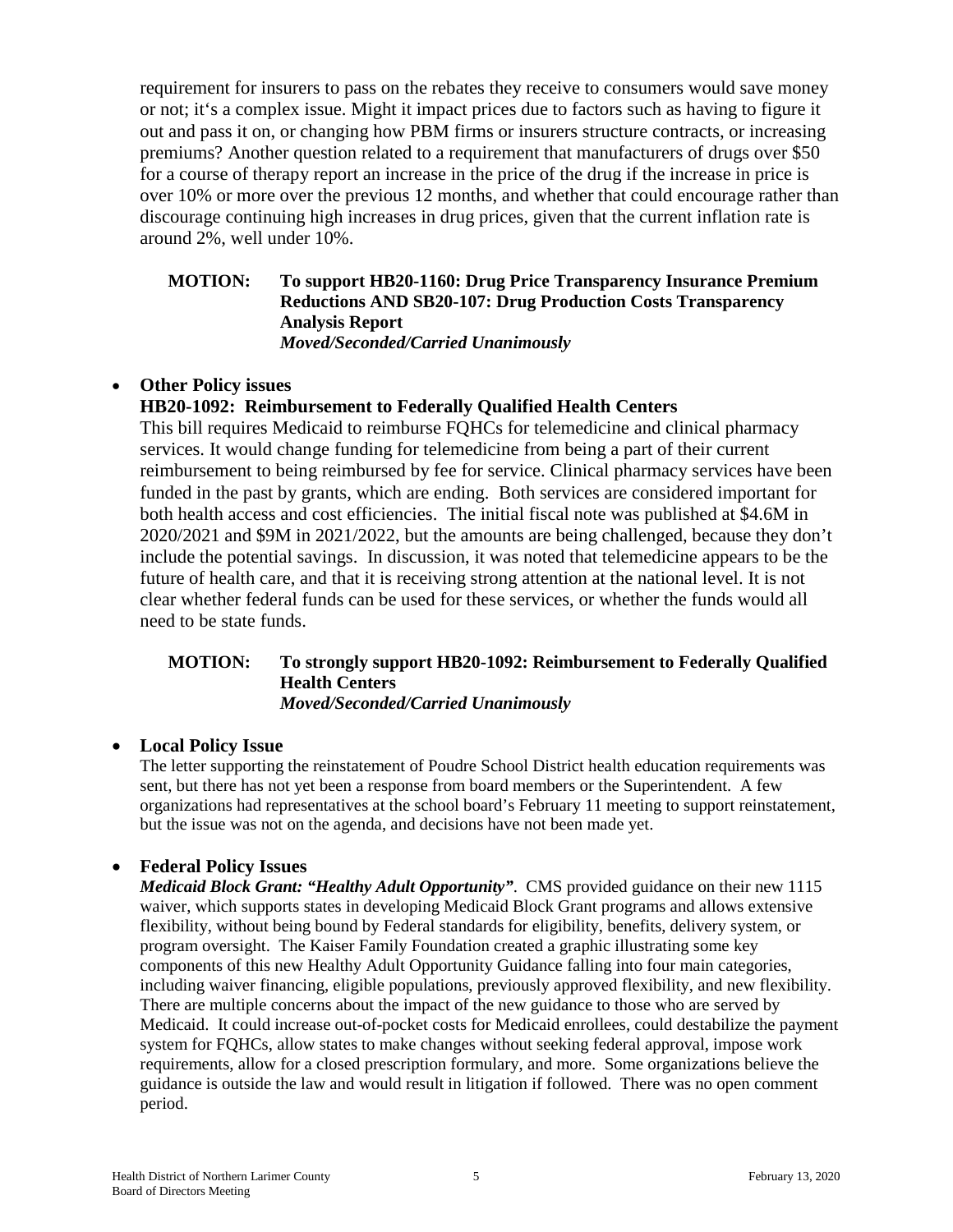requirement for insurers to pass on the rebates they receive to consumers would save money or not; it's a complex issue. Might it impact prices due to factors such as having to figure it out and pass it on, or changing how PBM firms or insurers structure contracts, or increasing premiums? Another question related to a requirement that manufacturers of drugs over $50 for a course of therapy report an increase in the price of the drug if the increase in price is over 10% or more over the previous 12 months, and whether that could encourage rather than discourage continuing high increases in drug prices, given that the current inflation rate is around 2%, well under 10%.

**MOTION: To support HB20-1160: Drug Price Transparency Insurance Premium Reductions AND SB20-107: Drug Production Costs Transparency Analysis Report**
***Moved/Seconded/Carried Unanimously***

- **Other Policy issues**

**HB20-1092: Reimbursement to Federally Qualified Health Centers**

This bill requires Medicaid to reimburse FQHCs for telemedicine and clinical pharmacy services. It would change funding for telemedicine from being a part of their current reimbursement to being reimbursed by fee for service. Clinical pharmacy services have been funded in the past by grants, which are ending. Both services are considered important for both health access and cost efficiencies. The initial fiscal note was published at $4.6M in 2020/2021 and $9M in 2021/2022, but the amounts are being challenged, because they don't include the potential savings. In discussion, it was noted that telemedicine appears to be the future of health care, and that it is receiving strong attention at the national level. It is not clear whether federal funds can be used for these services, or whether the funds would all need to be state funds.

**MOTION: To strongly support HB20-1092: Reimbursement to Federally Qualified Health Centers**
***Moved/Seconded/Carried Unanimously***

- **Local Policy Issue**

The letter supporting the reinstatement of Poudre School District health education requirements was sent, but there has not yet been a response from board members or the Superintendent. A few organizations had representatives at the school board's February 11 meeting to support reinstatement, but the issue was not on the agenda, and decisions have not been made yet.

- **Federal Policy Issues**

***Medicaid Block Grant: "Healthy Adult Opportunity"***. CMS provided guidance on their new 1115 waiver, which supports states in developing Medicaid Block Grant programs and allows extensive flexibility, without being bound by Federal standards for eligibility, benefits, delivery system, or program oversight. The Kaiser Family Foundation created a graphic illustrating some key components of this new Healthy Adult Opportunity Guidance falling into four main categories, including waiver financing, eligible populations, previously approved flexibility, and new flexibility. There are multiple concerns about the impact of the new guidance to those who are served by Medicaid. It could increase out-of-pocket costs for Medicaid enrollees, could destabilize the payment system for FQHCs, allow states to make changes without seeking federal approval, impose work requirements, allow for a closed prescription formulary, and more. Some organizations believe the guidance is outside the law and would result in litigation if followed. There was no open comment period.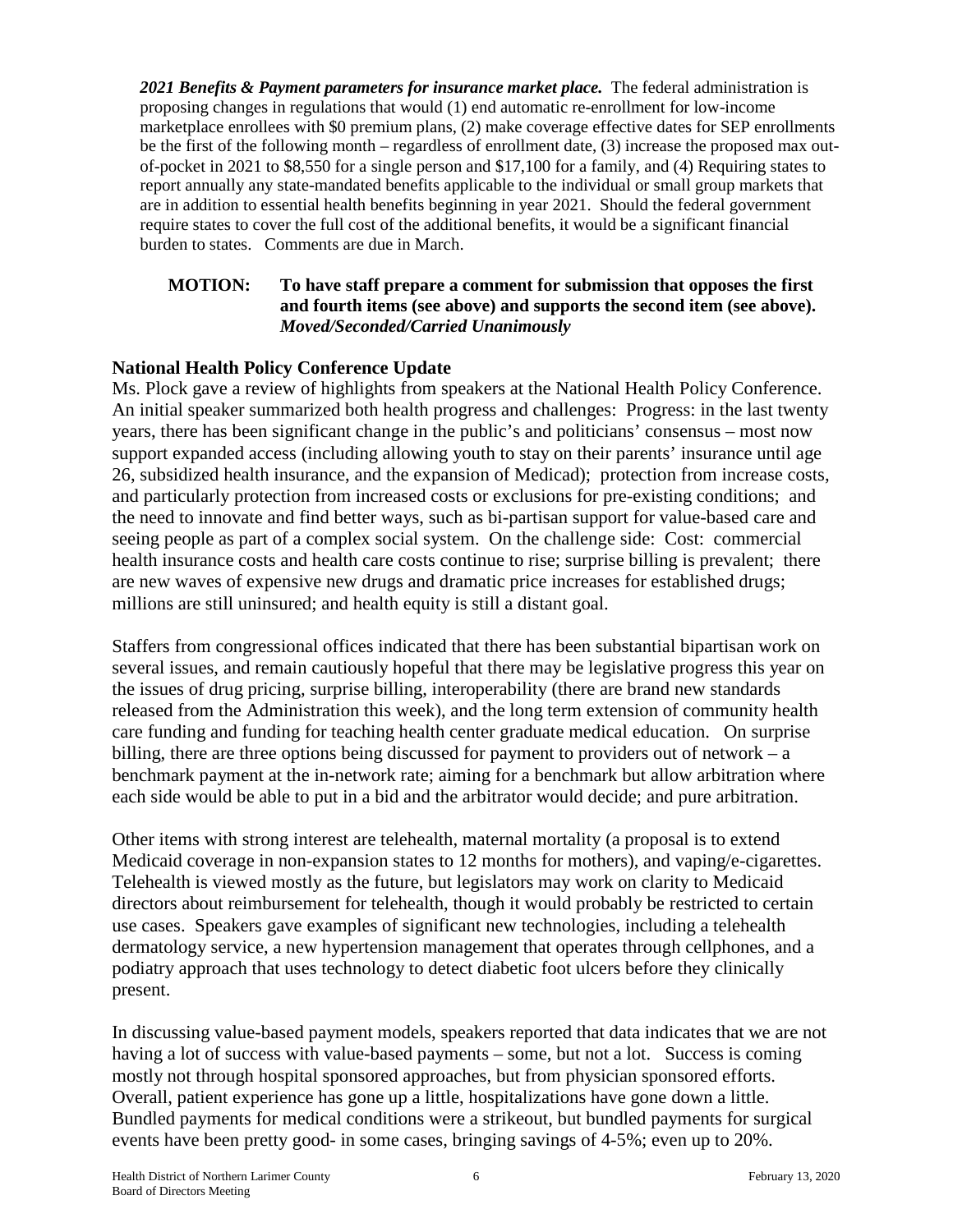***2021 Benefits & Payment parameters for insurance market place.*** The federal administration is proposing changes in regulations that would (1) end automatic re-enrollment for low-income marketplace enrollees with $0 premium plans, (2) make coverage effective dates for SEP enrollments be the first of the following month – regardless of enrollment date, (3) increase the proposed max out-of-pocket in 2021 to $8,550 for a single person and $17,100 for a family, and (4) Requiring states to report annually any state-mandated benefits applicable to the individual or small group markets that are in addition to essential health benefits beginning in year 2021. Should the federal government require states to cover the full cost of the additional benefits, it would be a significant financial burden to states. Comments are due in March.

> **MOTION: To have staff prepare a comment for submission that opposes the first and fourth items (see above) and supports the second item (see above).**
> ***Moved/Seconded/Carried Unanimously***

**National Health Policy Conference Update**

Ms. Plock gave a review of highlights from speakers at the National Health Policy Conference. An initial speaker summarized both health progress and challenges: Progress: in the last twenty years, there has been significant change in the public's and politicians' consensus – most now support expanded access (including allowing youth to stay on their parents' insurance until age 26, subsidized health insurance, and the expansion of Medicad); protection from increase costs, and particularly protection from increased costs or exclusions for pre-existing conditions; and the need to innovate and find better ways, such as bi-partisan support for value-based care and seeing people as part of a complex social system. On the challenge side: Cost: commercial health insurance costs and health care costs continue to rise; surprise billing is prevalent; there are new waves of expensive new drugs and dramatic price increases for established drugs; millions are still uninsured; and health equity is still a distant goal.

Staffers from congressional offices indicated that there has been substantial bipartisan work on several issues, and remain cautiously hopeful that there may be legislative progress this year on the issues of drug pricing, surprise billing, interoperability (there are brand new standards released from the Administration this week), and the long term extension of community health care funding and funding for teaching health center graduate medical education. On surprise billing, there are three options being discussed for payment to providers out of network – a benchmark payment at the in-network rate; aiming for a benchmark but allow arbitration where each side would be able to put in a bid and the arbitrator would decide; and pure arbitration.

Other items with strong interest are telehealth, maternal mortality (a proposal is to extend Medicaid coverage in non-expansion states to 12 months for mothers), and vaping/e-cigarettes. Telehealth is viewed mostly as the future, but legislators may work on clarity to Medicaid directors about reimbursement for telehealth, though it would probably be restricted to certain use cases. Speakers gave examples of significant new technologies, including a telehealth dermatology service, a new hypertension management that operates through cellphones, and a podiatry approach that uses technology to detect diabetic foot ulcers before they clinically present.

In discussing value-based payment models, speakers reported that data indicates that we are not having a lot of success with value-based payments – some, but not a lot. Success is coming mostly not through hospital sponsored approaches, but from physician sponsored efforts. Overall, patient experience has gone up a little, hospitalizations have gone down a little. Bundled payments for medical conditions were a strikeout, but bundled payments for surgical events have been pretty good- in some cases, bringing savings of 4-5%; even up to 20%.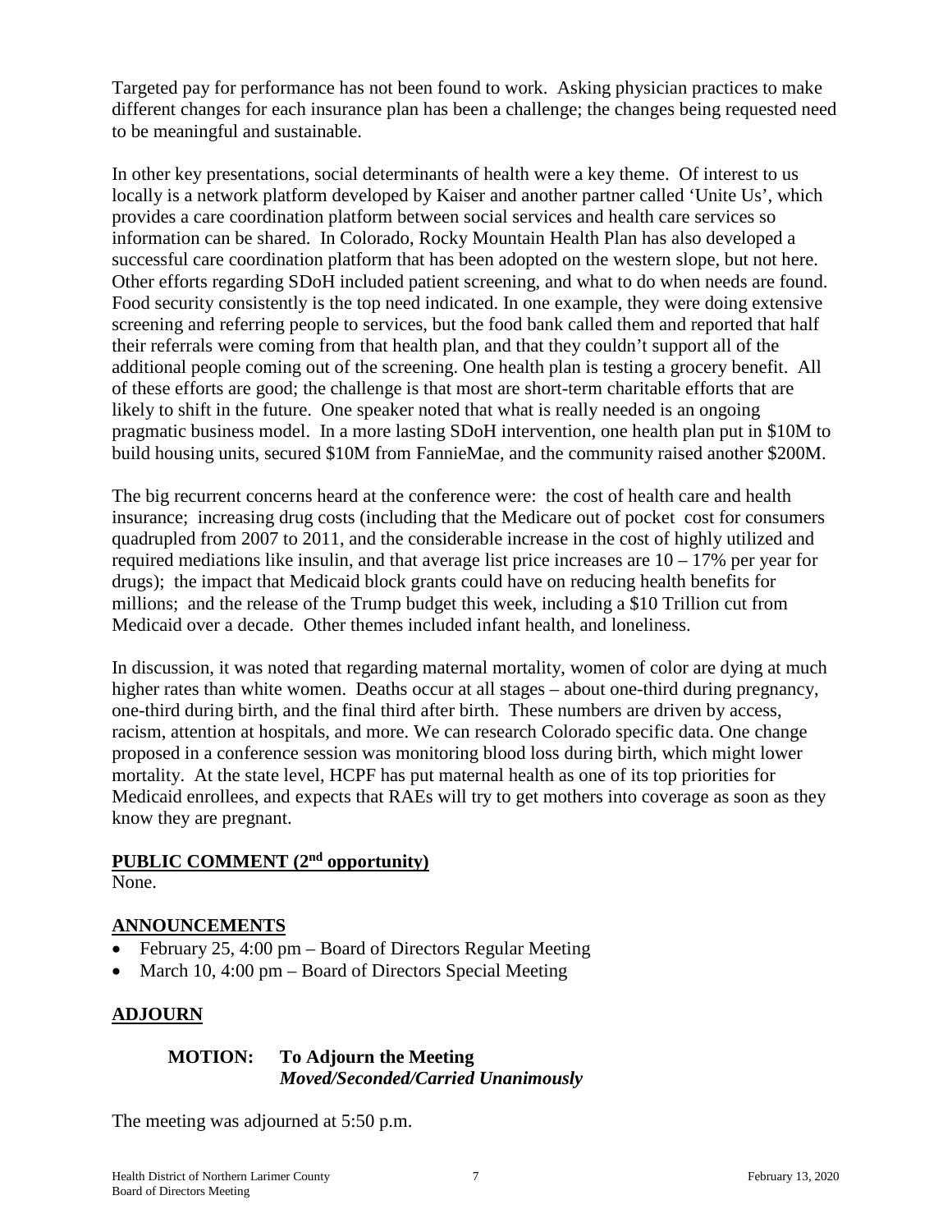Targeted pay for performance has not been found to work. Asking physician practices to make different changes for each insurance plan has been a challenge; the changes being requested need to be meaningful and sustainable.

In other key presentations, social determinants of health were a key theme. Of interest to us locally is a network platform developed by Kaiser and another partner called 'Unite Us', which provides a care coordination platform between social services and health care services so information can be shared. In Colorado, Rocky Mountain Health Plan has also developed a successful care coordination platform that has been adopted on the western slope, but not here. Other efforts regarding SDoH included patient screening, and what to do when needs are found. Food security consistently is the top need indicated. In one example, they were doing extensive screening and referring people to services, but the food bank called them and reported that half their referrals were coming from that health plan, and that they couldn't support all of the additional people coming out of the screening. One health plan is testing a grocery benefit. All of these efforts are good; the challenge is that most are short-term charitable efforts that are likely to shift in the future. One speaker noted that what is really needed is an ongoing pragmatic business model. In a more lasting SDoH intervention, one health plan put in $10M to build housing units, secured $10M from FannieMae, and the community raised another $200M.

The big recurrent concerns heard at the conference were: the cost of health care and health insurance; increasing drug costs (including that the Medicare out of pocket cost for consumers quadrupled from 2007 to 2011, and the considerable increase in the cost of highly utilized and required mediations like insulin, and that average list price increases are 10 – 17% per year for drugs); the impact that Medicaid block grants could have on reducing health benefits for millions; and the release of the Trump budget this week, including a $10 Trillion cut from Medicaid over a decade. Other themes included infant health, and loneliness.

In discussion, it was noted that regarding maternal mortality, women of color are dying at much higher rates than white women. Deaths occur at all stages – about one-third during pregnancy, one-third during birth, and the final third after birth. These numbers are driven by access, racism, attention at hospitals, and more. We can research Colorado specific data. One change proposed in a conference session was monitoring blood loss during birth, which might lower mortality. At the state level, HCPF has put maternal health as one of its top priorities for Medicaid enrollees, and expects that RAEs will try to get mothers into coverage as soon as they know they are pregnant.

## PUBLIC COMMENT (2nd opportunity)

None.

## ANNOUNCEMENTS

- February 25, 4:00 pm – Board of Directors Regular Meeting
- March 10, 4:00 pm – Board of Directors Special Meeting

## ADJOURN

**MOTION: To Adjourn the Meeting**
***Moved/Seconded/Carried Unanimously***

The meeting was adjourned at 5:50 p.m.